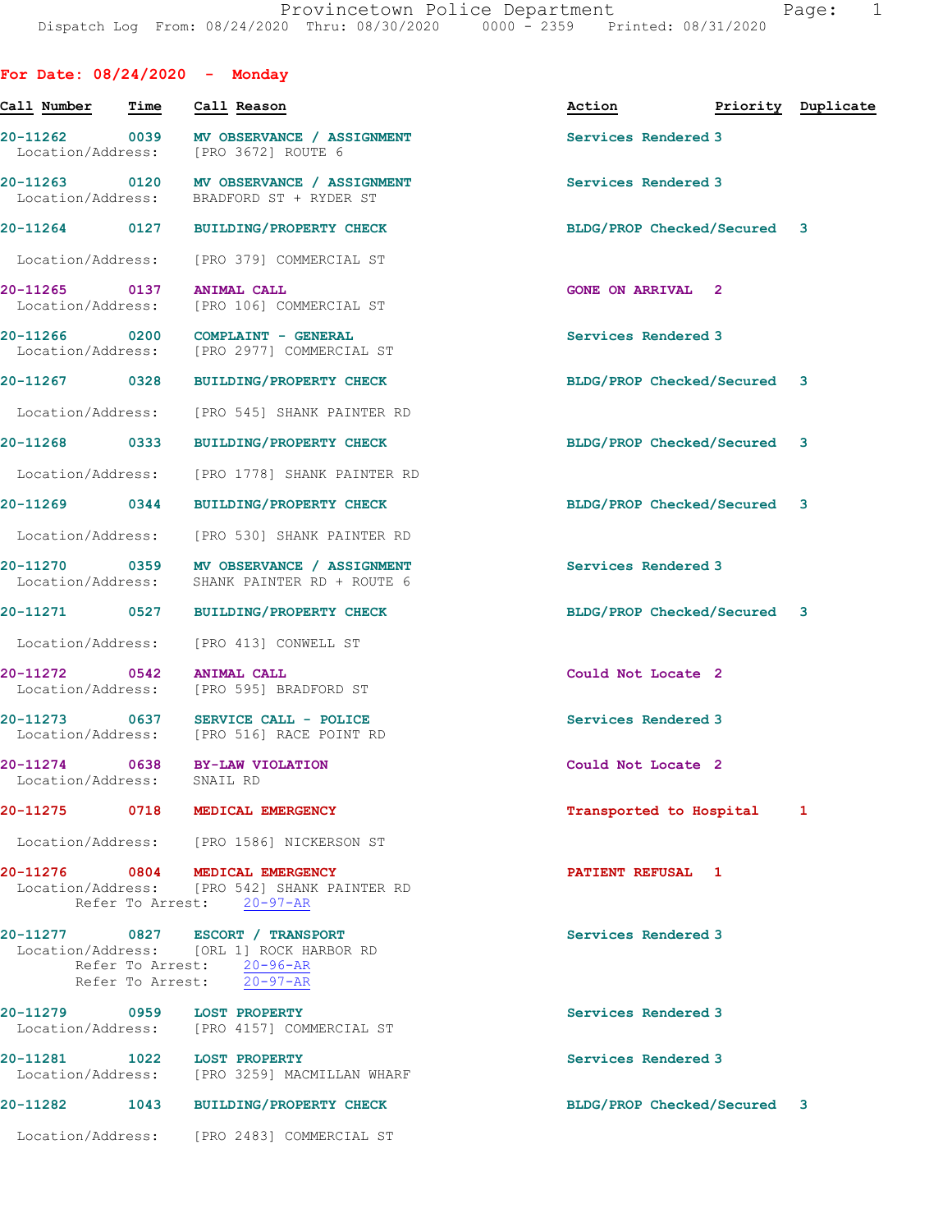Provincetown Police Department
Dispatch Log From: 08/24/2020 Thru: 08/30/2020 0000 - 2359 Printed: 08/31/2020

## For Date: 08/24/2020 - Monday

| Call Number | Time | Call Reason | Action | Priority | Duplicate |
|---|---|---|---|---|---|
| 20-11262 | 0039 | MV OBSERVANCE / ASSIGNMENT | Services Rendered | 3 | |
| Location/Address: | | [PRO 3672] ROUTE 6 | | | |
| 20-11263 | 0120 | MV OBSERVANCE / ASSIGNMENT | Services Rendered | 3 | |
| Location/Address: | | BRADFORD ST + RYDER ST | | | |
| 20-11264 | 0127 | BUILDING/PROPERTY CHECK | BLDG/PROP Checked/Secured | 3 | |
| Location/Address: | | [PRO 379] COMMERCIAL ST | | | |
| 20-11265 | 0137 | ANIMAL CALL | GONE ON ARRIVAL | 2 | |
| Location/Address: | | [PRO 106] COMMERCIAL ST | | | |
| 20-11266 | 0200 | COMPLAINT - GENERAL | Services Rendered | 3 | |
| Location/Address: | | [PRO 2977] COMMERCIAL ST | | | |
| 20-11267 | 0328 | BUILDING/PROPERTY CHECK | BLDG/PROP Checked/Secured | 3 | |
| Location/Address: | | [PRO 545] SHANK PAINTER RD | | | |
| 20-11268 | 0333 | BUILDING/PROPERTY CHECK | BLDG/PROP Checked/Secured | 3 | |
| Location/Address: | | [PRO 1778] SHANK PAINTER RD | | | |
| 20-11269 | 0344 | BUILDING/PROPERTY CHECK | BLDG/PROP Checked/Secured | 3 | |
| Location/Address: | | [PRO 530] SHANK PAINTER RD | | | |
| 20-11270 | 0359 | MV OBSERVANCE / ASSIGNMENT | Services Rendered | 3 | |
| Location/Address: | | SHANK PAINTER RD + ROUTE 6 | | | |
| 20-11271 | 0527 | BUILDING/PROPERTY CHECK | BLDG/PROP Checked/Secured | 3 | |
| Location/Address: | | [PRO 413] CONWELL ST | | | |
| 20-11272 | 0542 | ANIMAL CALL | Could Not Locate | 2 | |
| Location/Address: | | [PRO 595] BRADFORD ST | | | |
| 20-11273 | 0637 | SERVICE CALL - POLICE | Services Rendered | 3 | |
| Location/Address: | | [PRO 516] RACE POINT RD | | | |
| 20-11274 | 0638 | BY-LAW VIOLATION | Could Not Locate | 2 | |
| Location/Address: | | SNAIL RD | | | |
| 20-11275 | 0718 | MEDICAL EMERGENCY | Transported to Hospital | 1 | |
| Location/Address: | | [PRO 1586] NICKERSON ST | | | |
| 20-11276 | 0804 | MEDICAL EMERGENCY | PATIENT REFUSAL | 1 | |
| Location/Address: | | [PRO 542] SHANK PAINTER RD | | | |
| Refer To Arrest: | | 20-97-AR | | | |
| 20-11277 | 0827 | ESCORT / TRANSPORT | Services Rendered | 3 | |
| Location/Address: | | [ORL 1] ROCK HARBOR RD | | | |
| Refer To Arrest: | | 20-96-AR | | | |
| Refer To Arrest: | | 20-97-AR | | | |
| 20-11279 | 0959 | LOST PROPERTY | Services Rendered | 3 | |
| Location/Address: | | [PRO 4157] COMMERCIAL ST | | | |
| 20-11281 | 1022 | LOST PROPERTY | Services Rendered | 3 | |
| Location/Address: | | [PRO 3259] MACMILLAN WHARF | | | |
| 20-11282 | 1043 | BUILDING/PROPERTY CHECK | BLDG/PROP Checked/Secured | 3 | |
| Location/Address: | | [PRO 2483] COMMERCIAL ST | | | |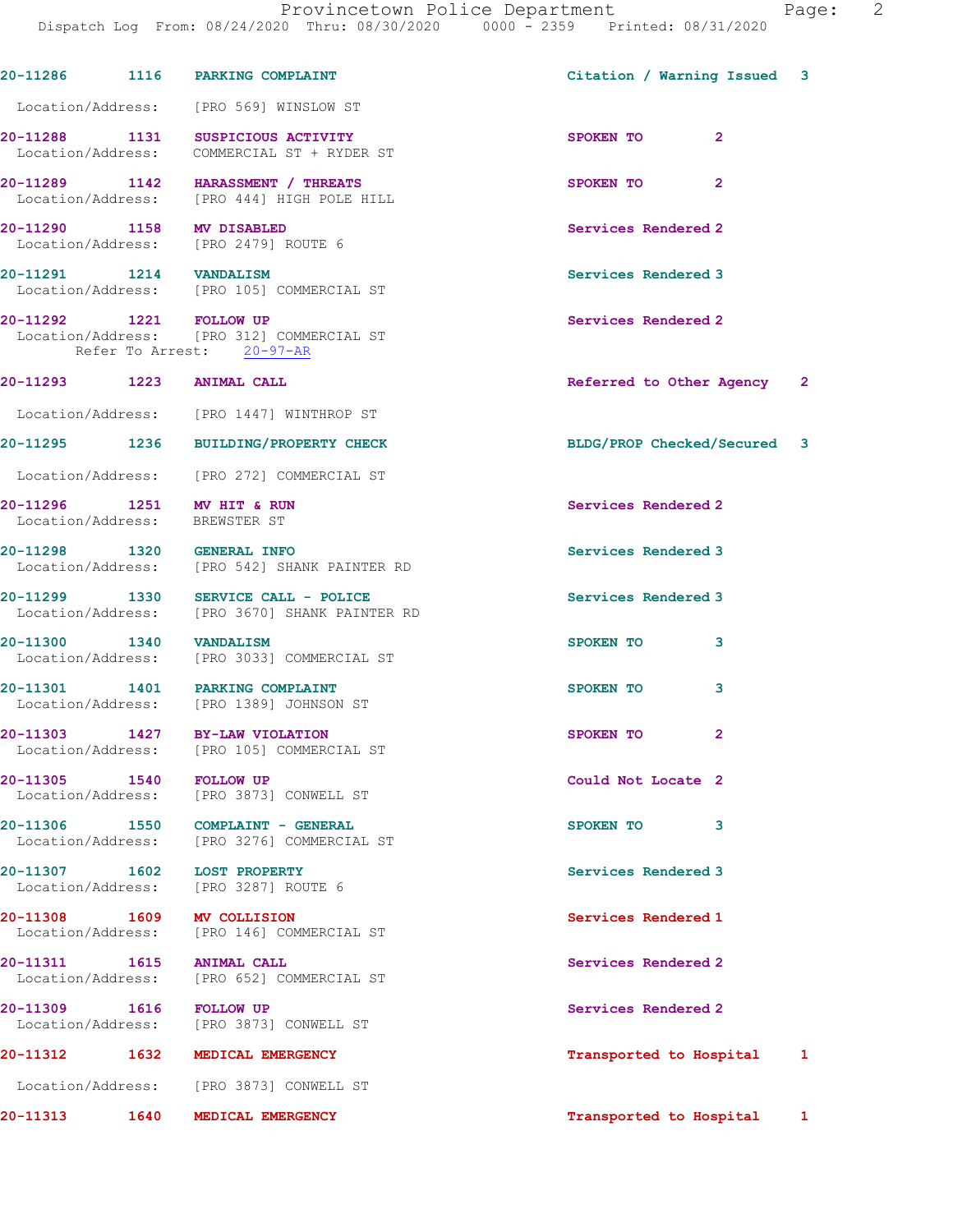20-11286 1116 PARKING COMPLAINT Citation / Warning Issued 3

Location/Address: [PRO 569] WINSLOW ST

20-11288 1131 SUSPICIOUS ACTIVITY SPOKEN TO 2
Location/Address: COMMERCIAL ST + RYDER ST

20-11289 1142 HARASSMENT / THREATS SPOKEN TO 2
Location/Address: [PRO 444] HIGH POLE HILL

20-11290 1158 MV DISABLED Services Rendered 2
Location/Address: [PRO 2479] ROUTE 6

20-11291 1214 VANDALISM Services Rendered 3
Location/Address: [PRO 105] COMMERCIAL ST

20-11292 1221 FOLLOW UP Services Rendered 2
Location/Address: [PRO 312] COMMERCIAL ST
Refer To Arrest: 20-97-AR

20-11293 1223 ANIMAL CALL Referred to Other Agency 2

Location/Address: [PRO 1447] WINTHROP ST

20-11295 1236 BUILDING/PROPERTY CHECK BLDG/PROP Checked/Secured 3

Location/Address: [PRO 272] COMMERCIAL ST

20-11296 1251 MV HIT & RUN Services Rendered 2
Location/Address: BREWSTER ST

20-11298 1320 GENERAL INFO Services Rendered 3
Location/Address: [PRO 542] SHANK PAINTER RD

20-11299 1330 SERVICE CALL - POLICE Services Rendered 3
Location/Address: [PRO 3670] SHANK PAINTER RD

20-11300 1340 VANDALISM SPOKEN TO 3
Location/Address: [PRO 3033] COMMERCIAL ST

20-11301 1401 PARKING COMPLAINT SPOKEN TO 3
Location/Address: [PRO 1389] JOHNSON ST

20-11303 1427 BY-LAW VIOLATION SPOKEN TO 2
Location/Address: [PRO 105] COMMERCIAL ST

20-11305 1540 FOLLOW UP Could Not Locate 2
Location/Address: [PRO 3873] CONWELL ST

20-11306 1550 COMPLAINT - GENERAL SPOKEN TO 3
Location/Address: [PRO 3276] COMMERCIAL ST

20-11307 1602 LOST PROPERTY Services Rendered 3
Location/Address: [PRO 3287] ROUTE 6

20-11308 1609 MV COLLISION Services Rendered 1
Location/Address: [PRO 146] COMMERCIAL ST

20-11311 1615 ANIMAL CALL Services Rendered 2
Location/Address: [PRO 652] COMMERCIAL ST

20-11309 1616 FOLLOW UP Services Rendered 2
Location/Address: [PRO 3873] CONWELL ST

20-11312 1632 MEDICAL EMERGENCY Transported to Hospital 1

Location/Address: [PRO 3873] CONWELL ST

20-11313 1640 MEDICAL EMERGENCY Transported to Hospital 1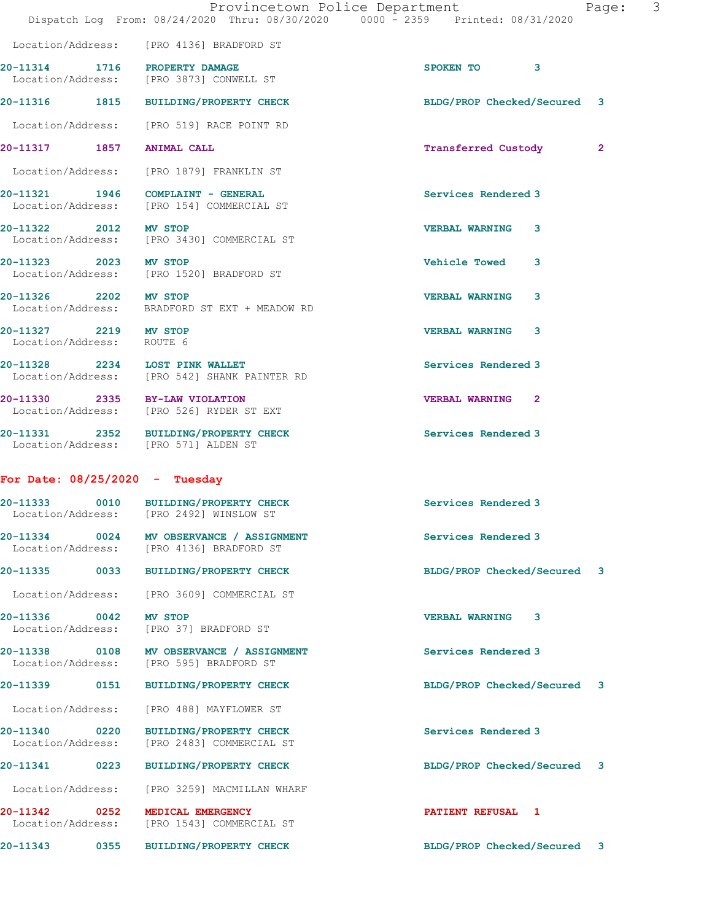Location/Address: [PRO 4136] BRADFORD ST

| Call # | Time | Call Reason | Action | Priority |
|---|---|---|---|---|
| 20-11314 | 1716 | PROPERTY DAMAGE | SPOKEN TO | 3 |
| | | Location/Address: [PRO 3873] CONWELL ST | | |
| 20-11316 | 1815 | BUILDING/PROPERTY CHECK | BLDG/PROP Checked/Secured | 3 |
| | | Location/Address: [PRO 519] RACE POINT RD | | |
| 20-11317 | 1857 | ANIMAL CALL | Transferred Custody | 2 |
| | | Location/Address: [PRO 1879] FRANKLIN ST | | |
| 20-11321 | 1946 | COMPLAINT - GENERAL | Services Rendered | 3 |
| | | Location/Address: [PRO 154] COMMERCIAL ST | | |
| 20-11322 | 2012 | MV STOP | VERBAL WARNING | 3 |
| | | Location/Address: [PRO 3430] COMMERCIAL ST | | |
| 20-11323 | 2023 | MV STOP | Vehicle Towed | 3 |
| | | Location/Address: [PRO 1520] BRADFORD ST | | |
| 20-11326 | 2202 | MV STOP | VERBAL WARNING | 3 |
| | | Location/Address: BRADFORD ST EXT + MEADOW RD | | |
| 20-11327 | 2219 | MV STOP | VERBAL WARNING | 3 |
| | | Location/Address: ROUTE 6 | | |
| 20-11328 | 2234 | LOST PINK WALLET | Services Rendered | 3 |
| | | Location/Address: [PRO 542] SHANK PAINTER RD | | |
| 20-11330 | 2335 | BY-LAW VIOLATION | VERBAL WARNING | 2 |
| | | Location/Address: [PRO 526] RYDER ST EXT | | |
| 20-11331 | 2352 | BUILDING/PROPERTY CHECK | Services Rendered | 3 |
| | | Location/Address: [PRO 571] ALDEN ST | | |

## For Date: 08/25/2020 - Tuesday

| Call # | Time | Call Reason | Action | Priority |
|---|---|---|---|---|
| 20-11333 | 0010 | BUILDING/PROPERTY CHECK | Services Rendered | 3 |
| | | Location/Address: [PRO 2492] WINSLOW ST | | |
| 20-11334 | 0024 | MV OBSERVANCE / ASSIGNMENT | Services Rendered | 3 |
| | | Location/Address: [PRO 4136] BRADFORD ST | | |
| 20-11335 | 0033 | BUILDING/PROPERTY CHECK | BLDG/PROP Checked/Secured | 3 |
| | | Location/Address: [PRO 3609] COMMERCIAL ST | | |
| 20-11336 | 0042 | MV STOP | VERBAL WARNING | 3 |
| | | Location/Address: [PRO 37] BRADFORD ST | | |
| 20-11338 | 0108 | MV OBSERVANCE / ASSIGNMENT | Services Rendered | 3 |
| | | Location/Address: [PRO 595] BRADFORD ST | | |
| 20-11339 | 0151 | BUILDING/PROPERTY CHECK | BLDG/PROP Checked/Secured | 3 |
| | | Location/Address: [PRO 488] MAYFLOWER ST | | |
| 20-11340 | 0220 | BUILDING/PROPERTY CHECK | Services Rendered | 3 |
| | | Location/Address: [PRO 2483] COMMERCIAL ST | | |
| 20-11341 | 0223 | BUILDING/PROPERTY CHECK | BLDG/PROP Checked/Secured | 3 |
| | | Location/Address: [PRO 3259] MACMILLAN WHARF | | |
| 20-11342 | 0252 | MEDICAL EMERGENCY | PATIENT REFUSAL | 1 |
| | | Location/Address: [PRO 1543] COMMERCIAL ST | | |
| 20-11343 | 0355 | BUILDING/PROPERTY CHECK | BLDG/PROP Checked/Secured | 3 |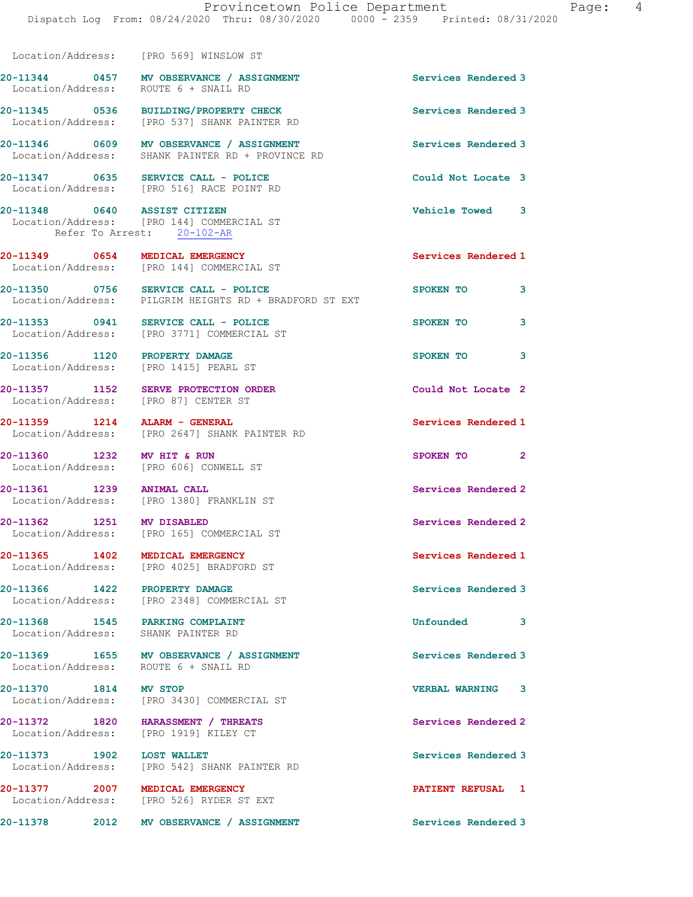Location/Address: [PRO 569] WINSLOW ST

**20-11344** 0457 **MV OBSERVANCE / ASSIGNMENT** Services Rendered 3
Location/Address: ROUTE 6 + SNAIL RD

**20-11345** 0536 **BUILDING/PROPERTY CHECK** Services Rendered 3
Location/Address: [PRO 537] SHANK PAINTER RD

**20-11346** 0609 **MV OBSERVANCE / ASSIGNMENT** Services Rendered 3
Location/Address: SHANK PAINTER RD + PROVINCE RD

**20-11347** 0635 **SERVICE CALL - POLICE** Could Not Locate 3
Location/Address: [PRO 516] RACE POINT RD

**20-11348** 0640 **ASSIST CITIZEN** Vehicle Towed 3
Location/Address: [PRO 144] COMMERCIAL ST
Refer To Arrest: 20-102-AR

**20-11349** 0654 **MEDICAL EMERGENCY** Services Rendered 1
Location/Address: [PRO 144] COMMERCIAL ST

**20-11350** 0756 **SERVICE CALL - POLICE** SPOKEN TO 3
Location/Address: PILGRIM HEIGHTS RD + BRADFORD ST EXT

**20-11353** 0941 **SERVICE CALL - POLICE** SPOKEN TO 3
Location/Address: [PRO 3771] COMMERCIAL ST

**20-11356** 1120 **PROPERTY DAMAGE** SPOKEN TO 3
Location/Address: [PRO 1415] PEARL ST

**20-11357** 1152 **SERVE PROTECTION ORDER** Could Not Locate 2
Location/Address: [PRO 87] CENTER ST

**20-11359** 1214 **ALARM - GENERAL** Services Rendered 1
Location/Address: [PRO 2647] SHANK PAINTER RD

**20-11360** 1232 **MV HIT & RUN** SPOKEN TO 2
Location/Address: [PRO 606] CONWELL ST

**20-11361** 1239 **ANIMAL CALL** Services Rendered 2
Location/Address: [PRO 1380] FRANKLIN ST

**20-11362** 1251 **MV DISABLED** Services Rendered 2
Location/Address: [PRO 165] COMMERCIAL ST

**20-11365** 1402 **MEDICAL EMERGENCY** Services Rendered 1
Location/Address: [PRO 4025] BRADFORD ST

**20-11366** 1422 **PROPERTY DAMAGE** Services Rendered 3
Location/Address: [PRO 2348] COMMERCIAL ST

**20-11368** 1545 **PARKING COMPLAINT** Unfounded 3
Location/Address: SHANK PAINTER RD

**20-11369** 1655 **MV OBSERVANCE / ASSIGNMENT** Services Rendered 3
Location/Address: ROUTE 6 + SNAIL RD

**20-11370** 1814 **MV STOP** VERBAL WARNING 3
Location/Address: [PRO 3430] COMMERCIAL ST

**20-11372** 1820 **HARASSMENT / THREATS** Services Rendered 2
Location/Address: [PRO 1919] KILEY CT

**20-11373** 1902 **LOST WALLET** Services Rendered 3
Location/Address: [PRO 542] SHANK PAINTER RD

**20-11377** 2007 **MEDICAL EMERGENCY** PATIENT REFUSAL 1
Location/Address: [PRO 526] RYDER ST EXT

**20-11378** 2012 **MV OBSERVANCE / ASSIGNMENT** Services Rendered 3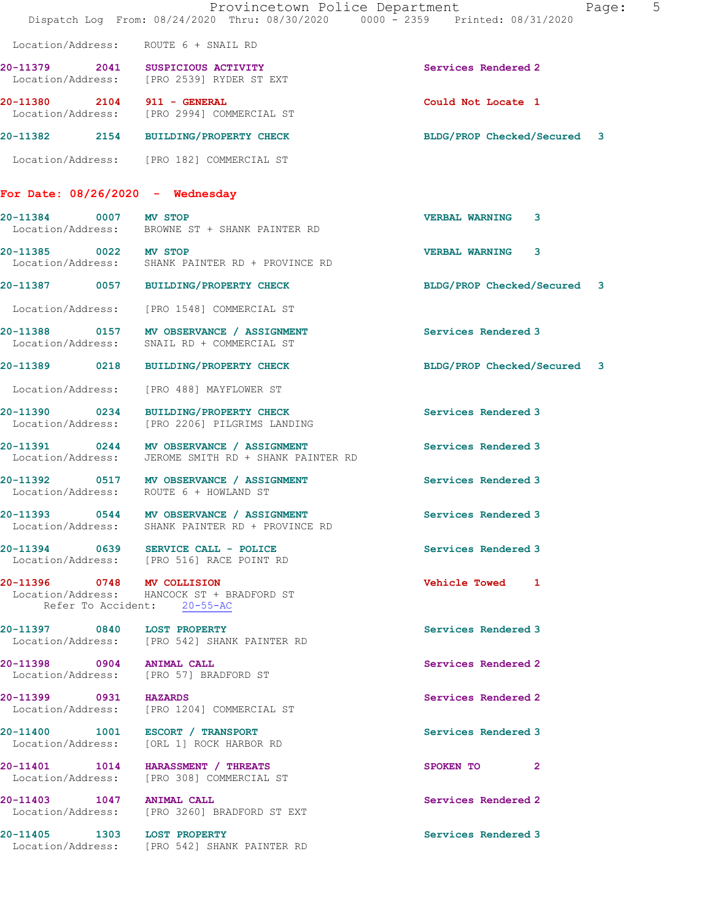Location/Address: ROUTE 6 + SNAIL RD

**20-11379** 2041 **SUSPICIOUS ACTIVITY** Services Rendered 2
Location/Address: [PRO 2539] RYDER ST EXT

**20-11380** 2104 **911 - GENERAL** Could Not Locate 1
Location/Address: [PRO 2994] COMMERCIAL ST

**20-11382** 2154 **BUILDING/PROPERTY CHECK** BLDG/PROP Checked/Secured 3
Location/Address: [PRO 182] COMMERCIAL ST

## For Date: 08/26/2020 - Wednesday

**20-11384** 0007 **MV STOP** VERBAL WARNING 3
Location/Address: BROWNE ST + SHANK PAINTER RD

**20-11385** 0022 **MV STOP** VERBAL WARNING 3
Location/Address: SHANK PAINTER RD + PROVINCE RD

**20-11387** 0057 **BUILDING/PROPERTY CHECK** BLDG/PROP Checked/Secured 3
Location/Address: [PRO 1548] COMMERCIAL ST

**20-11388** 0157 **MV OBSERVANCE / ASSIGNMENT** Services Rendered 3
Location/Address: SNAIL RD + COMMERCIAL ST

**20-11389** 0218 **BUILDING/PROPERTY CHECK** BLDG/PROP Checked/Secured 3
Location/Address: [PRO 488] MAYFLOWER ST

**20-11390** 0234 **BUILDING/PROPERTY CHECK** Services Rendered 3
Location/Address: [PRO 2206] PILGRIMS LANDING

**20-11391** 0244 **MV OBSERVANCE / ASSIGNMENT** Services Rendered 3
Location/Address: JEROME SMITH RD + SHANK PAINTER RD

**20-11392** 0517 **MV OBSERVANCE / ASSIGNMENT** Services Rendered 3
Location/Address: ROUTE 6 + HOWLAND ST

**20-11393** 0544 **MV OBSERVANCE / ASSIGNMENT** Services Rendered 3
Location/Address: SHANK PAINTER RD + PROVINCE RD

**20-11394** 0639 **SERVICE CALL - POLICE** Services Rendered 3
Location/Address: [PRO 516] RACE POINT RD

**20-11396** 0748 **MV COLLISION** Vehicle Towed 1
Location/Address: HANCOCK ST + BRADFORD ST
Refer To Accident: 20-55-AC

**20-11397** 0840 **LOST PROPERTY** Services Rendered 3
Location/Address: [PRO 542] SHANK PAINTER RD

**20-11398** 0904 **ANIMAL CALL** Services Rendered 2
Location/Address: [PRO 57] BRADFORD ST

**20-11399** 0931 **HAZARDS** Services Rendered 2
Location/Address: [PRO 1204] COMMERCIAL ST

**20-11400** 1001 **ESCORT / TRANSPORT** Services Rendered 3
Location/Address: [ORL 1] ROCK HARBOR RD

**20-11401** 1014 **HARASSMENT / THREATS** SPOKEN TO 2
Location/Address: [PRO 308] COMMERCIAL ST

**20-11403** 1047 **ANIMAL CALL** Services Rendered 2
Location/Address: [PRO 3260] BRADFORD ST EXT

**20-11405** 1303 **LOST PROPERTY** Services Rendered 3
Location/Address: [PRO 542] SHANK PAINTER RD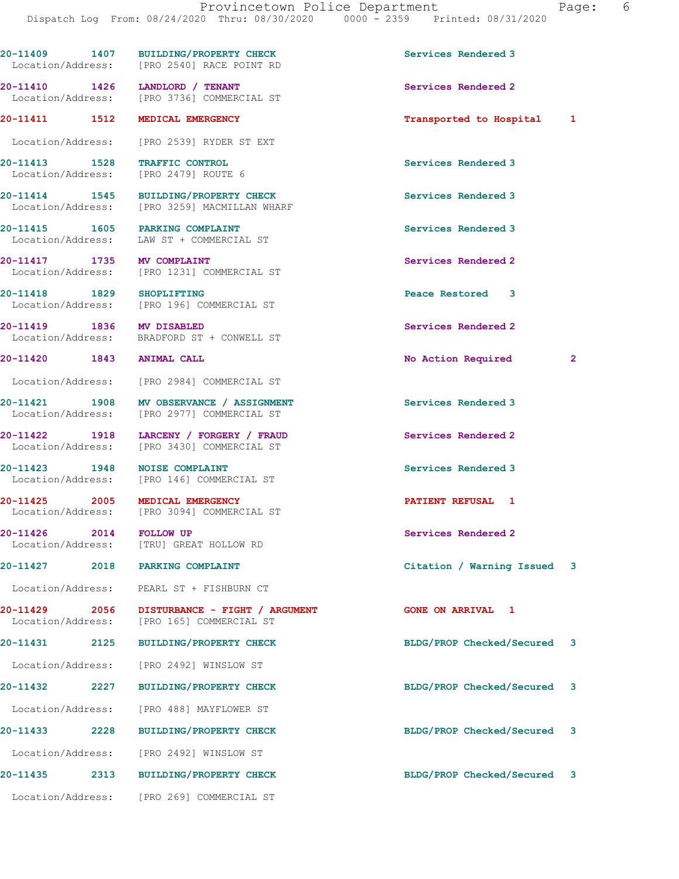20-11409 1407 BUILDING/PROPERTY CHECK Services Rendered 3
Location/Address: [PRO 2540] RACE POINT RD

20-11410 1426 LANDLORD / TENANT Services Rendered 2
Location/Address: [PRO 3736] COMMERCIAL ST

20-11411 1512 MEDICAL EMERGENCY Transported to Hospital 1
Location/Address: [PRO 2539] RYDER ST EXT

20-11413 1528 TRAFFIC CONTROL Services Rendered 3
Location/Address: [PRO 2479] ROUTE 6

20-11414 1545 BUILDING/PROPERTY CHECK Services Rendered 3
Location/Address: [PRO 3259] MACMILLAN WHARF

20-11415 1605 PARKING COMPLAINT Services Rendered 3
Location/Address: LAW ST + COMMERCIAL ST

20-11417 1735 MV COMPLAINT Services Rendered 2
Location/Address: [PRO 1231] COMMERCIAL ST

20-11418 1829 SHOPLIFTING Peace Restored 3
Location/Address: [PRO 196] COMMERCIAL ST

20-11419 1836 MV DISABLED Services Rendered 2
Location/Address: BRADFORD ST + CONWELL ST

20-11420 1843 ANIMAL CALL No Action Required 2
Location/Address: [PRO 2984] COMMERCIAL ST

20-11421 1908 MV OBSERVANCE / ASSIGNMENT Services Rendered 3
Location/Address: [PRO 2977] COMMERCIAL ST

20-11422 1918 LARCENY / FORGERY / FRAUD Services Rendered 2
Location/Address: [PRO 3430] COMMERCIAL ST

20-11423 1948 NOISE COMPLAINT Services Rendered 3
Location/Address: [PRO 146] COMMERCIAL ST

20-11425 2005 MEDICAL EMERGENCY PATIENT REFUSAL 1
Location/Address: [PRO 3094] COMMERCIAL ST

20-11426 2014 FOLLOW UP Services Rendered 2
Location/Address: [TRU] GREAT HOLLOW RD

20-11427 2018 PARKING COMPLAINT Citation / Warning Issued 3
Location/Address: PEARL ST + FISHBURN CT

20-11429 2056 DISTURBANCE - FIGHT / ARGUMENT GONE ON ARRIVAL 1
Location/Address: [PRO 165] COMMERCIAL ST

20-11431 2125 BUILDING/PROPERTY CHECK BLDG/PROP Checked/Secured 3
Location/Address: [PRO 2492] WINSLOW ST

20-11432 2227 BUILDING/PROPERTY CHECK BLDG/PROP Checked/Secured 3
Location/Address: [PRO 488] MAYFLOWER ST

20-11433 2228 BUILDING/PROPERTY CHECK BLDG/PROP Checked/Secured 3
Location/Address: [PRO 2492] WINSLOW ST

20-11435 2313 BUILDING/PROPERTY CHECK BLDG/PROP Checked/Secured 3
Location/Address: [PRO 269] COMMERCIAL ST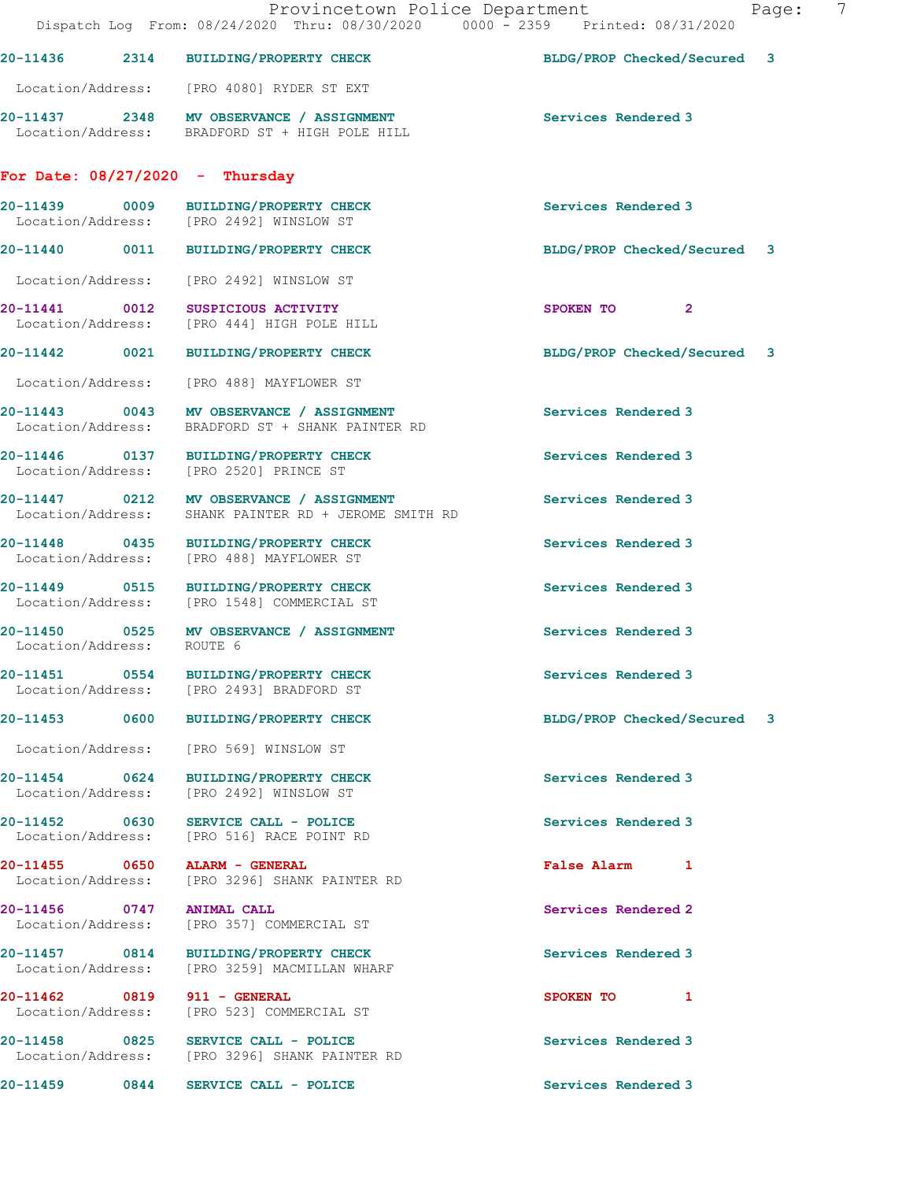20-11436 2314 BUILDING/PROPERTY CHECK BLDG/PROP Checked/Secured 3

Location/Address: [PRO 4080] RYDER ST EXT

20-11437 2348 MV OBSERVANCE / ASSIGNMENT Services Rendered 3
Location/Address: BRADFORD ST + HIGH POLE HILL

## For Date: 08/27/2020 - Thursday

20-11439 0009 BUILDING/PROPERTY CHECK Services Rendered 3
Location/Address: [PRO 2492] WINSLOW ST

20-11440 0011 BUILDING/PROPERTY CHECK BLDG/PROP Checked/Secured 3

Location/Address: [PRO 2492] WINSLOW ST

20-11441 0012 SUSPICIOUS ACTIVITY SPOKEN TO 2
Location/Address: [PRO 444] HIGH POLE HILL

20-11442 0021 BUILDING/PROPERTY CHECK BLDG/PROP Checked/Secured 3

Location/Address: [PRO 488] MAYFLOWER ST

20-11443 0043 MV OBSERVANCE / ASSIGNMENT Services Rendered 3
Location/Address: BRADFORD ST + SHANK PAINTER RD

20-11446 0137 BUILDING/PROPERTY CHECK Services Rendered 3
Location/Address: [PRO 2520] PRINCE ST

20-11447 0212 MV OBSERVANCE / ASSIGNMENT Services Rendered 3
Location/Address: SHANK PAINTER RD + JEROME SMITH RD

20-11448 0435 BUILDING/PROPERTY CHECK Services Rendered 3
Location/Address: [PRO 488] MAYFLOWER ST

20-11449 0515 BUILDING/PROPERTY CHECK Services Rendered 3
Location/Address: [PRO 1548] COMMERCIAL ST

20-11450 0525 MV OBSERVANCE / ASSIGNMENT Services Rendered 3
Location/Address: ROUTE 6

20-11451 0554 BUILDING/PROPERTY CHECK Services Rendered 3
Location/Address: [PRO 2493] BRADFORD ST

20-11453 0600 BUILDING/PROPERTY CHECK BLDG/PROP Checked/Secured 3

Location/Address: [PRO 569] WINSLOW ST

20-11454 0624 BUILDING/PROPERTY CHECK Services Rendered 3
Location/Address: [PRO 2492] WINSLOW ST

20-11452 0630 SERVICE CALL - POLICE Services Rendered 3
Location/Address: [PRO 516] RACE POINT RD

20-11455 0650 ALARM - GENERAL False Alarm 1
Location/Address: [PRO 3296] SHANK PAINTER RD

20-11456 0747 ANIMAL CALL Services Rendered 2
Location/Address: [PRO 357] COMMERCIAL ST

20-11457 0814 BUILDING/PROPERTY CHECK Services Rendered 3
Location/Address: [PRO 3259] MACMILLAN WHARF

20-11462 0819 911 - GENERAL SPOKEN TO 1
Location/Address: [PRO 523] COMMERCIAL ST

20-11458 0825 SERVICE CALL - POLICE Services Rendered 3
Location/Address: [PRO 3296] SHANK PAINTER RD

20-11459 0844 SERVICE CALL - POLICE Services Rendered 3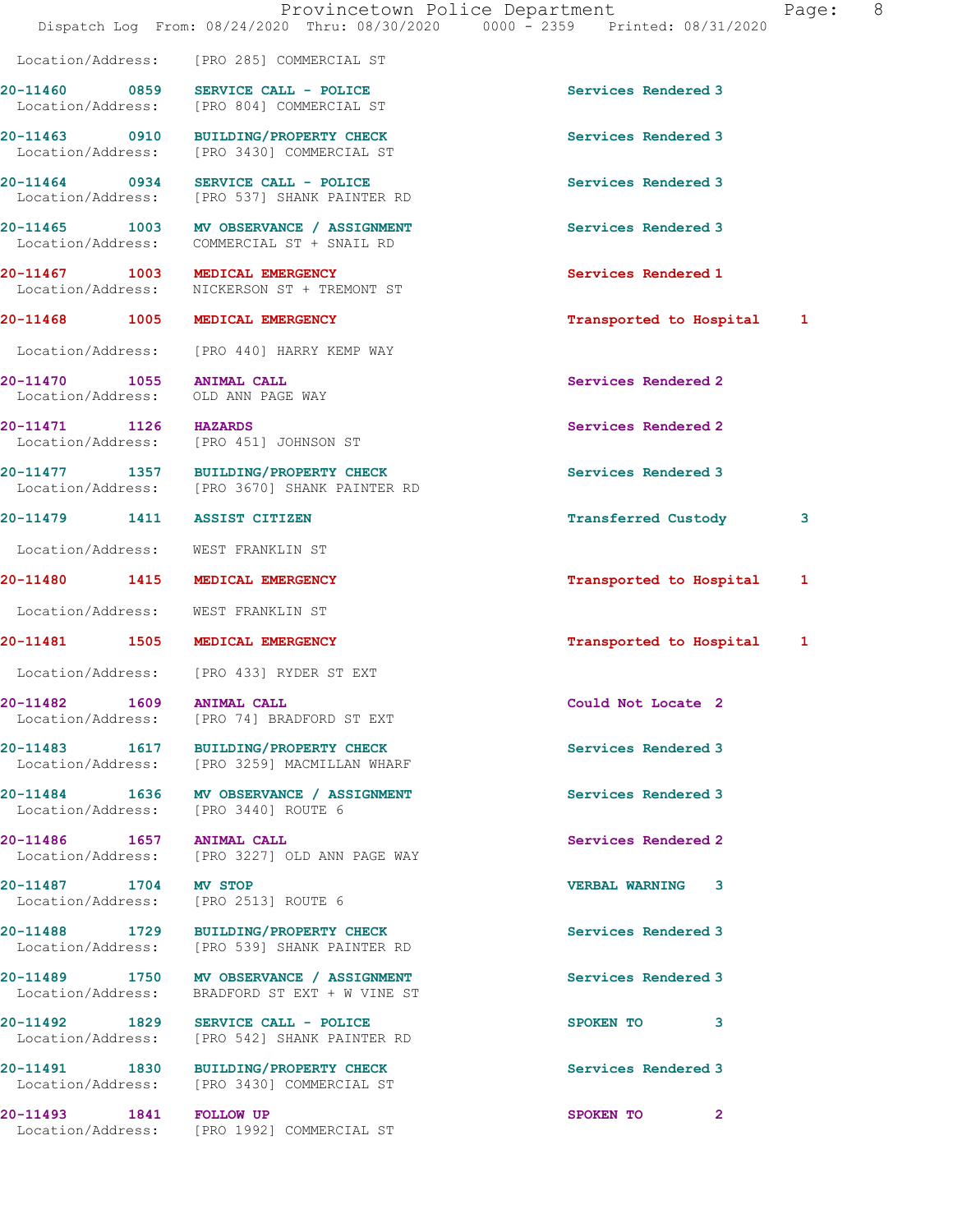Location/Address: [PRO 285] COMMERCIAL ST

| Call # | Time | Call Type | Disposition | Priority |
|---|---|---|---|---|
| 20-11460 | 0859 | SERVICE CALL - POLICE | Services Rendered | 3 |
| Location/Address: [PRO 804] COMMERCIAL ST | | | | |
| 20-11463 | 0910 | BUILDING/PROPERTY CHECK | Services Rendered | 3 |
| Location/Address: [PRO 3430] COMMERCIAL ST | | | | |
| 20-11464 | 0934 | SERVICE CALL - POLICE | Services Rendered | 3 |
| Location/Address: [PRO 537] SHANK PAINTER RD | | | | |
| 20-11465 | 1003 | MV OBSERVANCE / ASSIGNMENT | Services Rendered | 3 |
| Location/Address: COMMERCIAL ST + SNAIL RD | | | | |
| 20-11467 | 1003 | MEDICAL EMERGENCY | Services Rendered | 1 |
| Location/Address: NICKERSON ST + TREMONT ST | | | | |
| 20-11468 | 1005 | MEDICAL EMERGENCY | Transported to Hospital | 1 |
| Location/Address: [PRO 440] HARRY KEMP WAY | | | | |
| 20-11470 | 1055 | ANIMAL CALL | Services Rendered | 2 |
| Location/Address: OLD ANN PAGE WAY | | | | |
| 20-11471 | 1126 | HAZARDS | Services Rendered | 2 |
| Location/Address: [PRO 451] JOHNSON ST | | | | |
| 20-11477 | 1357 | BUILDING/PROPERTY CHECK | Services Rendered | 3 |
| Location/Address: [PRO 3670] SHANK PAINTER RD | | | | |
| 20-11479 | 1411 | ASSIST CITIZEN | Transferred Custody | 3 |
| Location/Address: WEST FRANKLIN ST | | | | |
| 20-11480 | 1415 | MEDICAL EMERGENCY | Transported to Hospital | 1 |
| Location/Address: WEST FRANKLIN ST | | | | |
| 20-11481 | 1505 | MEDICAL EMERGENCY | Transported to Hospital | 1 |
| Location/Address: [PRO 433] RYDER ST EXT | | | | |
| 20-11482 | 1609 | ANIMAL CALL | Could Not Locate | 2 |
| Location/Address: [PRO 74] BRADFORD ST EXT | | | | |
| 20-11483 | 1617 | BUILDING/PROPERTY CHECK | Services Rendered | 3 |
| Location/Address: [PRO 3259] MACMILLAN WHARF | | | | |
| 20-11484 | 1636 | MV OBSERVANCE / ASSIGNMENT | Services Rendered | 3 |
| Location/Address: [PRO 3440] ROUTE 6 | | | | |
| 20-11486 | 1657 | ANIMAL CALL | Services Rendered | 2 |
| Location/Address: [PRO 3227] OLD ANN PAGE WAY | | | | |
| 20-11487 | 1704 | MV STOP | VERBAL WARNING | 3 |
| Location/Address: [PRO 2513] ROUTE 6 | | | | |
| 20-11488 | 1729 | BUILDING/PROPERTY CHECK | Services Rendered | 3 |
| Location/Address: [PRO 539] SHANK PAINTER RD | | | | |
| 20-11489 | 1750 | MV OBSERVANCE / ASSIGNMENT | Services Rendered | 3 |
| Location/Address: BRADFORD ST EXT + W VINE ST | | | | |
| 20-11492 | 1829 | SERVICE CALL - POLICE | SPOKEN TO | 3 |
| Location/Address: [PRO 542] SHANK PAINTER RD | | | | |
| 20-11491 | 1830 | BUILDING/PROPERTY CHECK | Services Rendered | 3 |
| Location/Address: [PRO 3430] COMMERCIAL ST | | | | |
| 20-11493 | 1841 | FOLLOW UP | SPOKEN TO | 2 |
| Location/Address: [PRO 1992] COMMERCIAL ST | | | | |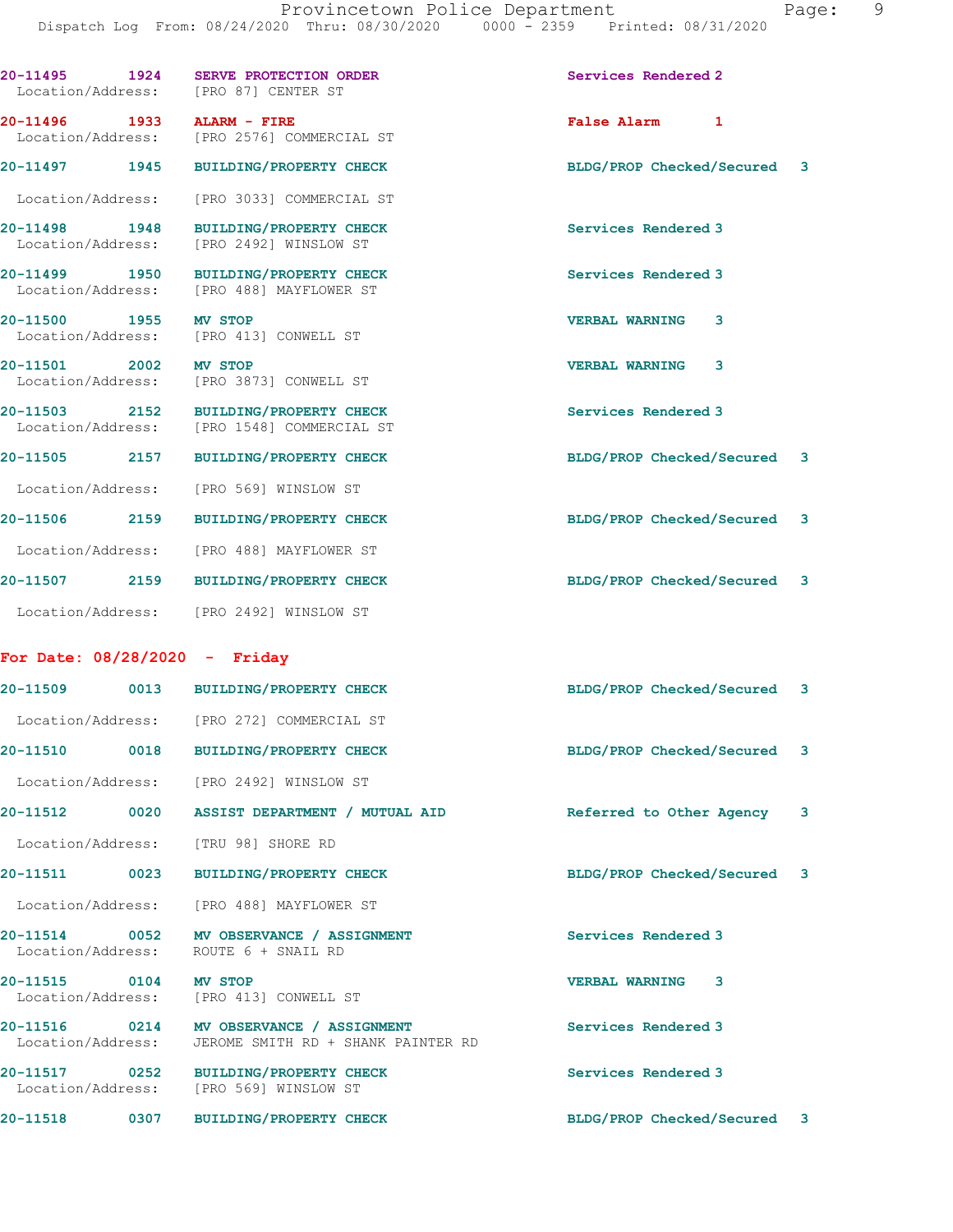20-11495 1924 **SERVE PROTECTION ORDER** Services Rendered 2
Location/Address: [PRO 87] CENTER ST

20-11496 1933 **ALARM - FIRE** False Alarm 1
Location/Address: [PRO 2576] COMMERCIAL ST

20-11497 1945 **BUILDING/PROPERTY CHECK** BLDG/PROP Checked/Secured 3
Location/Address: [PRO 3033] COMMERCIAL ST

20-11498 1948 **BUILDING/PROPERTY CHECK** Services Rendered 3
Location/Address: [PRO 2492] WINSLOW ST

20-11499 1950 **BUILDING/PROPERTY CHECK** Services Rendered 3
Location/Address: [PRO 488] MAYFLOWER ST

20-11500 1955 **MV STOP** VERBAL WARNING 3
Location/Address: [PRO 413] CONWELL ST

20-11501 2002 **MV STOP** VERBAL WARNING 3
Location/Address: [PRO 3873] CONWELL ST

20-11503 2152 **BUILDING/PROPERTY CHECK** Services Rendered 3
Location/Address: [PRO 1548] COMMERCIAL ST

20-11505 2157 **BUILDING/PROPERTY CHECK** BLDG/PROP Checked/Secured 3
Location/Address: [PRO 569] WINSLOW ST

20-11506 2159 **BUILDING/PROPERTY CHECK** BLDG/PROP Checked/Secured 3
Location/Address: [PRO 488] MAYFLOWER ST

20-11507 2159 **BUILDING/PROPERTY CHECK** BLDG/PROP Checked/Secured 3
Location/Address: [PRO 2492] WINSLOW ST

## For Date: 08/28/2020 - Friday

20-11509 0013 **BUILDING/PROPERTY CHECK** BLDG/PROP Checked/Secured 3
Location/Address: [PRO 272] COMMERCIAL ST

20-11510 0018 **BUILDING/PROPERTY CHECK** BLDG/PROP Checked/Secured 3
Location/Address: [PRO 2492] WINSLOW ST

20-11512 0020 **ASSIST DEPARTMENT / MUTUAL AID** Referred to Other Agency 3
Location/Address: [TRU 98] SHORE RD

20-11511 0023 **BUILDING/PROPERTY CHECK** BLDG/PROP Checked/Secured 3
Location/Address: [PRO 488] MAYFLOWER ST

20-11514 0052 **MV OBSERVANCE / ASSIGNMENT** Services Rendered 3
Location/Address: ROUTE 6 + SNAIL RD

20-11515 0104 **MV STOP** VERBAL WARNING 3
Location/Address: [PRO 413] CONWELL ST

20-11516 0214 **MV OBSERVANCE / ASSIGNMENT** Services Rendered 3
Location/Address: JEROME SMITH RD + SHANK PAINTER RD

20-11517 0252 **BUILDING/PROPERTY CHECK** Services Rendered 3
Location/Address: [PRO 569] WINSLOW ST

20-11518 0307 **BUILDING/PROPERTY CHECK** BLDG/PROP Checked/Secured 3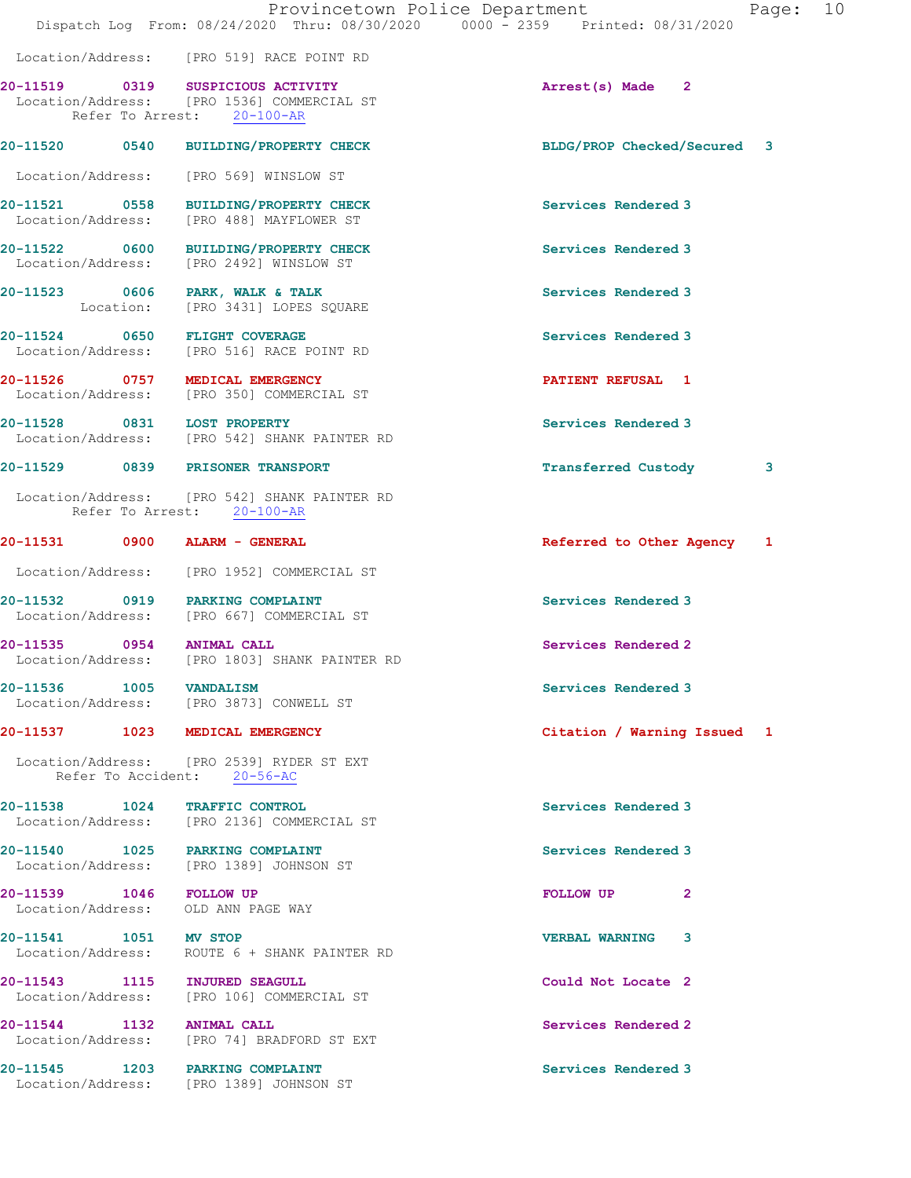Location/Address: [PRO 519] RACE POINT RD

**20-11519 0319 SUSPICIOUS ACTIVITY** Arrest(s) Made 2
Location/Address: [PRO 1536] COMMERCIAL ST
Refer To Arrest: 20-100-AR

**20-11520 0540 BUILDING/PROPERTY CHECK** BLDG/PROP Checked/Secured 3
Location/Address: [PRO 569] WINSLOW ST

**20-11521 0558 BUILDING/PROPERTY CHECK** Services Rendered 3
Location/Address: [PRO 488] MAYFLOWER ST

**20-11522 0600 BUILDING/PROPERTY CHECK** Services Rendered 3
Location/Address: [PRO 2492] WINSLOW ST

**20-11523 0606 PARK, WALK & TALK** Services Rendered 3
Location: [PRO 3431] LOPES SQUARE

**20-11524 0650 FLIGHT COVERAGE** Services Rendered 3
Location/Address: [PRO 516] RACE POINT RD

**20-11526 0757 MEDICAL EMERGENCY** PATIENT REFUSAL 1
Location/Address: [PRO 350] COMMERCIAL ST

**20-11528 0831 LOST PROPERTY** Services Rendered 3
Location/Address: [PRO 542] SHANK PAINTER RD

**20-11529 0839 PRISONER TRANSPORT** Transferred Custody 3
Location/Address: [PRO 542] SHANK PAINTER RD
Refer To Arrest: 20-100-AR

**20-11531 0900 ALARM - GENERAL** Referred to Other Agency 1
Location/Address: [PRO 1952] COMMERCIAL ST

**20-11532 0919 PARKING COMPLAINT** Services Rendered 3
Location/Address: [PRO 667] COMMERCIAL ST

**20-11535 0954 ANIMAL CALL** Services Rendered 2
Location/Address: [PRO 1803] SHANK PAINTER RD

**20-11536 1005 VANDALISM** Services Rendered 3
Location/Address: [PRO 3873] CONWELL ST

**20-11537 1023 MEDICAL EMERGENCY** Citation / Warning Issued 1
Location/Address: [PRO 2539] RYDER ST EXT
Refer To Accident: 20-56-AC

**20-11538 1024 TRAFFIC CONTROL** Services Rendered 3
Location/Address: [PRO 2136] COMMERCIAL ST

**20-11540 1025 PARKING COMPLAINT** Services Rendered 3
Location/Address: [PRO 1389] JOHNSON ST

**20-11539 1046 FOLLOW UP** FOLLOW UP 2
Location/Address: OLD ANN PAGE WAY

**20-11541 1051 MV STOP** VERBAL WARNING 3
Location/Address: ROUTE 6 + SHANK PAINTER RD

**20-11543 1115 INJURED SEAGULL** Could Not Locate 2
Location/Address: [PRO 106] COMMERCIAL ST

**20-11544 1132 ANIMAL CALL** Services Rendered 2
Location/Address: [PRO 74] BRADFORD ST EXT

**20-11545 1203 PARKING COMPLAINT** Services Rendered 3
Location/Address: [PRO 1389] JOHNSON ST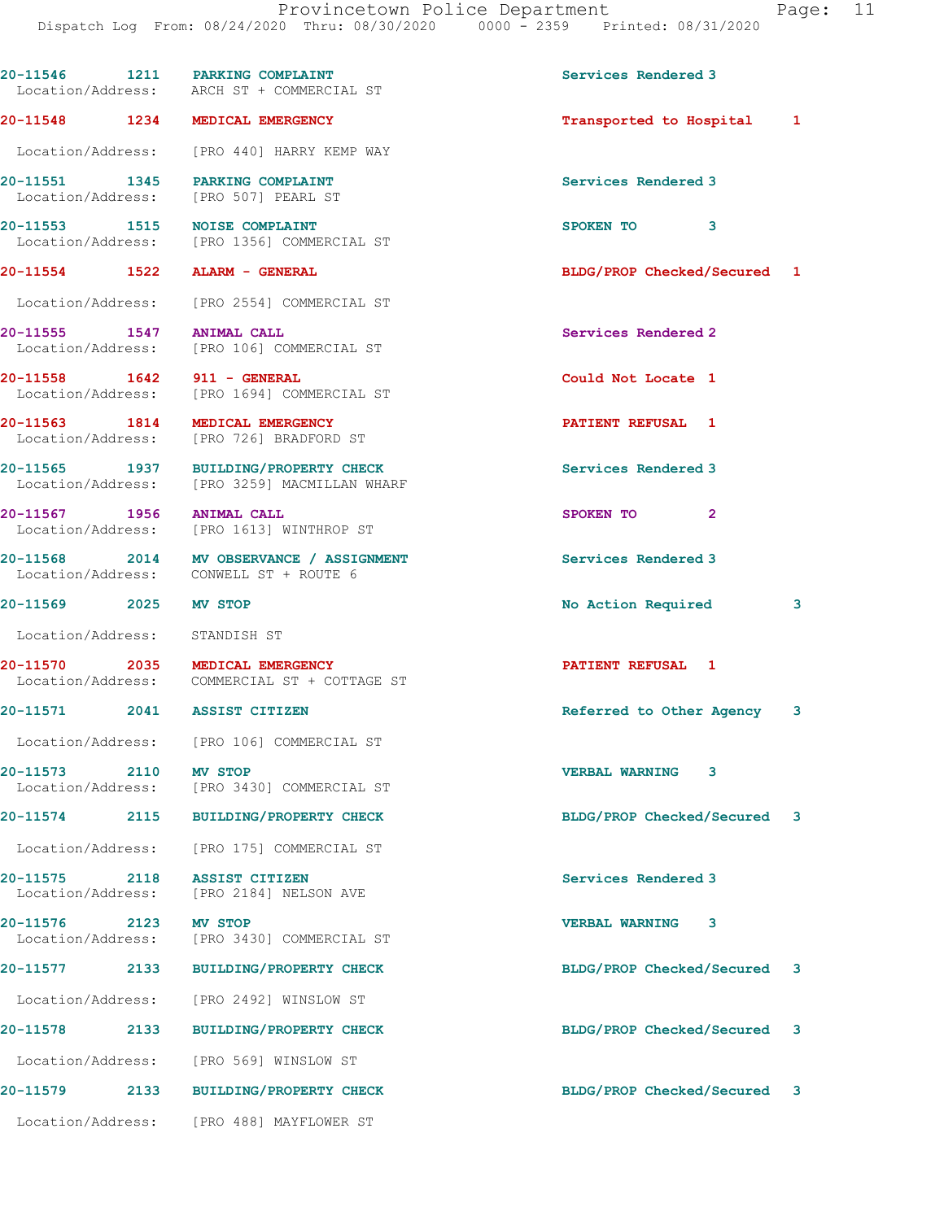| Call # | Time | Call Reason | Action | Priority |
|---|---|---|---|---|
| 20-11546 | 1211 | PARKING COMPLAINT | Services Rendered | 3 |
| Location/Address: | | ARCH ST + COMMERCIAL ST | | |
| 20-11548 | 1234 | MEDICAL EMERGENCY | Transported to Hospital | 1 |
| Location/Address: | | [PRO 440] HARRY KEMP WAY | | |
| 20-11551 | 1345 | PARKING COMPLAINT | Services Rendered | 3 |
| Location/Address: | | [PRO 507] PEARL ST | | |
| 20-11553 | 1515 | NOISE COMPLAINT | SPOKEN TO | 3 |
| Location/Address: | | [PRO 1356] COMMERCIAL ST | | |
| 20-11554 | 1522 | ALARM - GENERAL | BLDG/PROP Checked/Secured | 1 |
| Location/Address: | | [PRO 2554] COMMERCIAL ST | | |
| 20-11555 | 1547 | ANIMAL CALL | Services Rendered | 2 |
| Location/Address: | | [PRO 106] COMMERCIAL ST | | |
| 20-11558 | 1642 | 911 - GENERAL | Could Not Locate | 1 |
| Location/Address: | | [PRO 1694] COMMERCIAL ST | | |
| 20-11563 | 1814 | MEDICAL EMERGENCY | PATIENT REFUSAL | 1 |
| Location/Address: | | [PRO 726] BRADFORD ST | | |
| 20-11565 | 1937 | BUILDING/PROPERTY CHECK | Services Rendered | 3 |
| Location/Address: | | [PRO 3259] MACMILLAN WHARF | | |
| 20-11567 | 1956 | ANIMAL CALL | SPOKEN TO | 2 |
| Location/Address: | | [PRO 1613] WINTHROP ST | | |
| 20-11568 | 2014 | MV OBSERVANCE / ASSIGNMENT | Services Rendered | 3 |
| Location/Address: | | CONWELL ST + ROUTE 6 | | |
| 20-11569 | 2025 | MV STOP | No Action Required | 3 |
| Location/Address: | | STANDISH ST | | |
| 20-11570 | 2035 | MEDICAL EMERGENCY | PATIENT REFUSAL | 1 |
| Location/Address: | | COMMERCIAL ST + COTTAGE ST | | |
| 20-11571 | 2041 | ASSIST CITIZEN | Referred to Other Agency | 3 |
| Location/Address: | | [PRO 106] COMMERCIAL ST | | |
| 20-11573 | 2110 | MV STOP | VERBAL WARNING | 3 |
| Location/Address: | | [PRO 3430] COMMERCIAL ST | | |
| 20-11574 | 2115 | BUILDING/PROPERTY CHECK | BLDG/PROP Checked/Secured | 3 |
| Location/Address: | | [PRO 175] COMMERCIAL ST | | |
| 20-11575 | 2118 | ASSIST CITIZEN | Services Rendered | 3 |
| Location/Address: | | [PRO 2184] NELSON AVE | | |
| 20-11576 | 2123 | MV STOP | VERBAL WARNING | 3 |
| Location/Address: | | [PRO 3430] COMMERCIAL ST | | |
| 20-11577 | 2133 | BUILDING/PROPERTY CHECK | BLDG/PROP Checked/Secured | 3 |
| Location/Address: | | [PRO 2492] WINSLOW ST | | |
| 20-11578 | 2133 | BUILDING/PROPERTY CHECK | BLDG/PROP Checked/Secured | 3 |
| Location/Address: | | [PRO 569] WINSLOW ST | | |
| 20-11579 | 2133 | BUILDING/PROPERTY CHECK | BLDG/PROP Checked/Secured | 3 |
| Location/Address: | | [PRO 488] MAYFLOWER ST | | |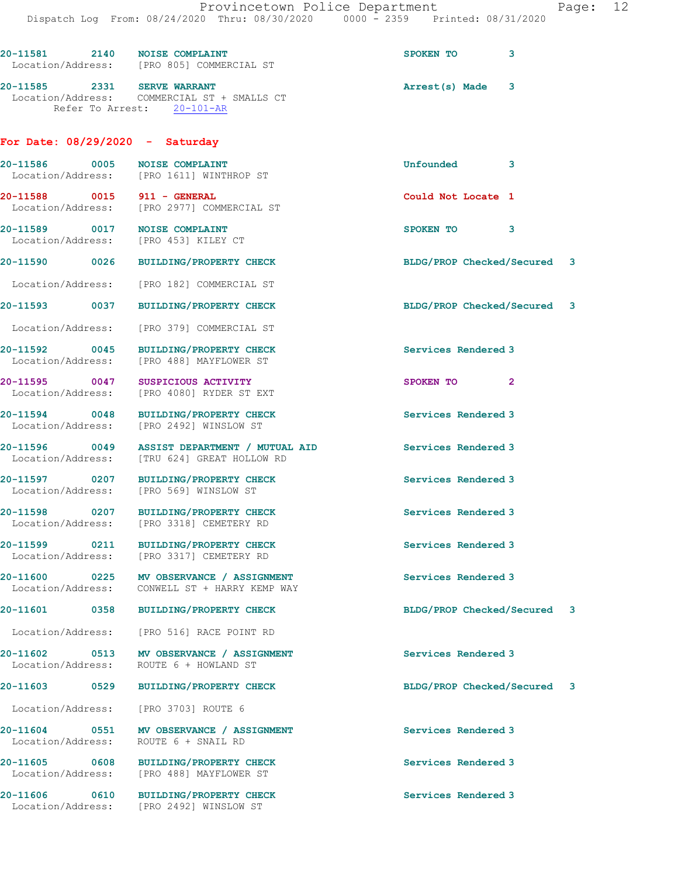20-11581 2140 NOISE COMPLAINT SPOKEN TO 3
Location/Address: [PRO 805] COMMERCIAL ST

20-11585 2331 SERVE WARRANT Arrest(s) Made 3
Location/Address: COMMERCIAL ST + SMALLS CT
Refer To Arrest: 20-101-AR

## For Date: 08/29/2020 - Saturday

20-11586 0005 NOISE COMPLAINT Unfounded 3
Location/Address: [PRO 1611] WINTHROP ST

20-11588 0015 911 - GENERAL Could Not Locate 1
Location/Address: [PRO 2977] COMMERCIAL ST

20-11589 0017 NOISE COMPLAINT SPOKEN TO 3
Location/Address: [PRO 453] KILEY CT

20-11590 0026 BUILDING/PROPERTY CHECK BLDG/PROP Checked/Secured 3
Location/Address: [PRO 182] COMMERCIAL ST

20-11593 0037 BUILDING/PROPERTY CHECK BLDG/PROP Checked/Secured 3
Location/Address: [PRO 379] COMMERCIAL ST

20-11592 0045 BUILDING/PROPERTY CHECK Services Rendered 3
Location/Address: [PRO 488] MAYFLOWER ST

20-11595 0047 SUSPICIOUS ACTIVITY SPOKEN TO 2
Location/Address: [PRO 4080] RYDER ST EXT

20-11594 0048 BUILDING/PROPERTY CHECK Services Rendered 3
Location/Address: [PRO 2492] WINSLOW ST

20-11596 0049 ASSIST DEPARTMENT / MUTUAL AID Services Rendered 3
Location/Address: [TRU 624] GREAT HOLLOW RD

20-11597 0207 BUILDING/PROPERTY CHECK Services Rendered 3
Location/Address: [PRO 569] WINSLOW ST

20-11598 0207 BUILDING/PROPERTY CHECK Services Rendered 3
Location/Address: [PRO 3318] CEMETERY RD

20-11599 0211 BUILDING/PROPERTY CHECK Services Rendered 3
Location/Address: [PRO 3317] CEMETERY RD

20-11600 0225 MV OBSERVANCE / ASSIGNMENT Services Rendered 3
Location/Address: CONWELL ST + HARRY KEMP WAY

20-11601 0358 BUILDING/PROPERTY CHECK BLDG/PROP Checked/Secured 3
Location/Address: [PRO 516] RACE POINT RD

20-11602 0513 MV OBSERVANCE / ASSIGNMENT Services Rendered 3
Location/Address: ROUTE 6 + HOWLAND ST

20-11603 0529 BUILDING/PROPERTY CHECK BLDG/PROP Checked/Secured 3
Location/Address: [PRO 3703] ROUTE 6

20-11604 0551 MV OBSERVANCE / ASSIGNMENT Services Rendered 3
Location/Address: ROUTE 6 + SNAIL RD

20-11605 0608 BUILDING/PROPERTY CHECK Services Rendered 3
Location/Address: [PRO 488] MAYFLOWER ST

20-11606 0610 BUILDING/PROPERTY CHECK Services Rendered 3
Location/Address: [PRO 2492] WINSLOW ST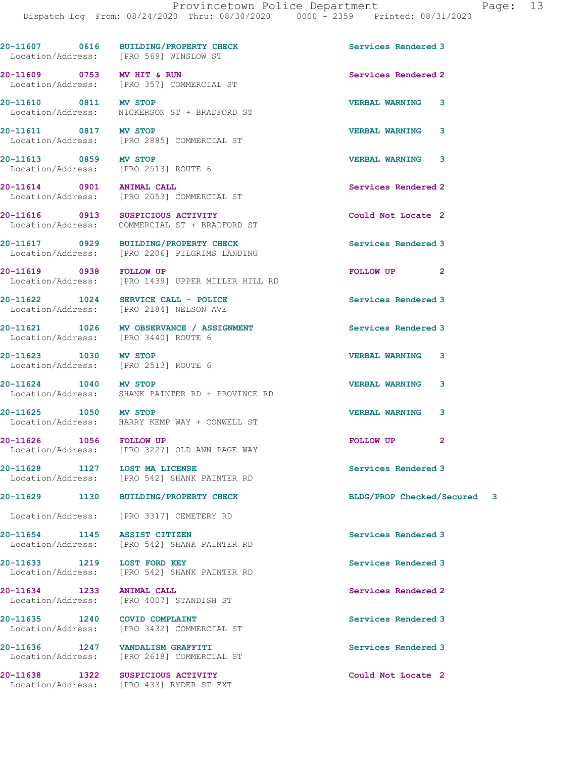| Call Number | Time | Call Reason | Action | Priority |
|---|---|---|---|---|
| 20-11607 | 0616 | BUILDING/PROPERTY CHECK | Services Rendered | 3 |
| Location/Address: | | [PRO 569] WINSLOW ST | | |
| 20-11609 | 0753 | MV HIT & RUN | Services Rendered | 2 |
| Location/Address: | | [PRO 357] COMMERCIAL ST | | |
| 20-11610 | 0811 | MV STOP | VERBAL WARNING | 3 |
| Location/Address: | | NICKERSON ST + BRADFORD ST | | |
| 20-11611 | 0817 | MV STOP | VERBAL WARNING | 3 |
| Location/Address: | | [PRO 2885] COMMERCIAL ST | | |
| 20-11613 | 0859 | MV STOP | VERBAL WARNING | 3 |
| Location/Address: | | [PRO 2513] ROUTE 6 | | |
| 20-11614 | 0901 | ANIMAL CALL | Services Rendered | 2 |
| Location/Address: | | [PRO 2053] COMMERCIAL ST | | |
| 20-11616 | 0913 | SUSPICIOUS ACTIVITY | Could Not Locate | 2 |
| Location/Address: | | COMMERCIAL ST + BRADFORD ST | | |
| 20-11617 | 0929 | BUILDING/PROPERTY CHECK | Services Rendered | 3 |
| Location/Address: | | [PRO 2206] PILGRIMS LANDING | | |
| 20-11619 | 0938 | FOLLOW UP | FOLLOW UP | 2 |
| Location/Address: | | [PRO 1439] UPPER MILLER HILL RD | | |
| 20-11622 | 1024 | SERVICE CALL - POLICE | Services Rendered | 3 |
| Location/Address: | | [PRO 2184] NELSON AVE | | |
| 20-11621 | 1026 | MV OBSERVANCE / ASSIGNMENT | Services Rendered | 3 |
| Location/Address: | | [PRO 3440] ROUTE 6 | | |
| 20-11623 | 1030 | MV STOP | VERBAL WARNING | 3 |
| Location/Address: | | [PRO 2513] ROUTE 6 | | |
| 20-11624 | 1040 | MV STOP | VERBAL WARNING | 3 |
| Location/Address: | | SHANK PAINTER RD + PROVINCE RD | | |
| 20-11625 | 1050 | MV STOP | VERBAL WARNING | 3 |
| Location/Address: | | HARRY KEMP WAY + CONWELL ST | | |
| 20-11626 | 1056 | FOLLOW UP | FOLLOW UP | 2 |
| Location/Address: | | [PRO 3227] OLD ANN PAGE WAY | | |
| 20-11628 | 1127 | LOST MA LICENSE | Services Rendered | 3 |
| Location/Address: | | [PRO 542] SHANK PAINTER RD | | |
| 20-11629 | 1130 | BUILDING/PROPERTY CHECK | BLDG/PROP Checked/Secured | 3 |
| Location/Address: | | [PRO 3317] CEMETERY RD | | |
| 20-11654 | 1145 | ASSIST CITIZEN | Services Rendered | 3 |
| Location/Address: | | [PRO 542] SHANK PAINTER RD | | |
| 20-11633 | 1219 | LOST FORD KEY | Services Rendered | 3 |
| Location/Address: | | [PRO 542] SHANK PAINTER RD | | |
| 20-11634 | 1233 | ANIMAL CALL | Services Rendered | 2 |
| Location/Address: | | [PRO 4007] STANDISH ST | | |
| 20-11635 | 1240 | COVID COMPLAINT | Services Rendered | 3 |
| Location/Address: | | [PRO 3432] COMMERCIAL ST | | |
| 20-11636 | 1247 | VANDALISM GRAFFITI | Services Rendered | 3 |
| Location/Address: | | [PRO 2618] COMMERCIAL ST | | |
| 20-11638 | 1322 | SUSPICIOUS ACTIVITY | Could Not Locate | 2 |
| Location/Address: | | [PRO 433] RYDER ST EXT | | |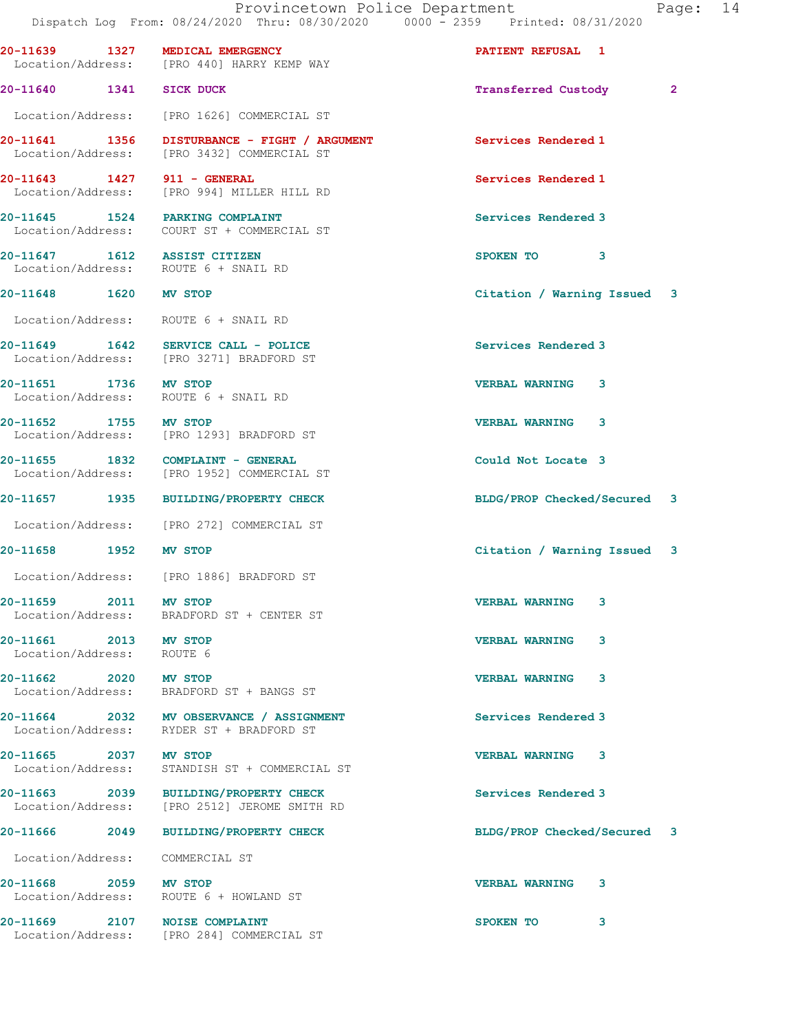| Call Number | Time | Call Reason | Action | Priority |
|---|---|---|---|---|
| 20-11639 | 1327 | MEDICAL EMERGENCY | PATIENT REFUSAL | 1 |
| Location/Address: | | [PRO 440] HARRY KEMP WAY | | |
| 20-11640 | 1341 | SICK DUCK | Transferred Custody | 2 |
| Location/Address: | | [PRO 1626] COMMERCIAL ST | | |
| 20-11641 | 1356 | DISTURBANCE - FIGHT / ARGUMENT | Services Rendered | 1 |
| Location/Address: | | [PRO 3432] COMMERCIAL ST | | |
| 20-11643 | 1427 | 911 - GENERAL | Services Rendered | 1 |
| Location/Address: | | [PRO 994] MILLER HILL RD | | |
| 20-11645 | 1524 | PARKING COMPLAINT | Services Rendered | 3 |
| Location/Address: | | COURT ST + COMMERCIAL ST | | |
| 20-11647 | 1612 | ASSIST CITIZEN | SPOKEN TO | 3 |
| Location/Address: | | ROUTE 6 + SNAIL RD | | |
| 20-11648 | 1620 | MV STOP | Citation / Warning Issued | 3 |
| Location/Address: | | ROUTE 6 + SNAIL RD | | |
| 20-11649 | 1642 | SERVICE CALL - POLICE | Services Rendered | 3 |
| Location/Address: | | [PRO 3271] BRADFORD ST | | |
| 20-11651 | 1736 | MV STOP | VERBAL WARNING | 3 |
| Location/Address: | | ROUTE 6 + SNAIL RD | | |
| 20-11652 | 1755 | MV STOP | VERBAL WARNING | 3 |
| Location/Address: | | [PRO 1293] BRADFORD ST | | |
| 20-11655 | 1832 | COMPLAINT - GENERAL | Could Not Locate | 3 |
| Location/Address: | | [PRO 1952] COMMERCIAL ST | | |
| 20-11657 | 1935 | BUILDING/PROPERTY CHECK | BLDG/PROP Checked/Secured | 3 |
| Location/Address: | | [PRO 272] COMMERCIAL ST | | |
| 20-11658 | 1952 | MV STOP | Citation / Warning Issued | 3 |
| Location/Address: | | [PRO 1886] BRADFORD ST | | |
| 20-11659 | 2011 | MV STOP | VERBAL WARNING | 3 |
| Location/Address: | | BRADFORD ST + CENTER ST | | |
| 20-11661 | 2013 | MV STOP | VERBAL WARNING | 3 |
| Location/Address: | | ROUTE 6 | | |
| 20-11662 | 2020 | MV STOP | VERBAL WARNING | 3 |
| Location/Address: | | BRADFORD ST + BANGS ST | | |
| 20-11664 | 2032 | MV OBSERVANCE / ASSIGNMENT | Services Rendered | 3 |
| Location/Address: | | RYDER ST + BRADFORD ST | | |
| 20-11665 | 2037 | MV STOP | VERBAL WARNING | 3 |
| Location/Address: | | STANDISH ST + COMMERCIAL ST | | |
| 20-11663 | 2039 | BUILDING/PROPERTY CHECK | Services Rendered | 3 |
| Location/Address: | | [PRO 2512] JEROME SMITH RD | | |
| 20-11666 | 2049 | BUILDING/PROPERTY CHECK | BLDG/PROP Checked/Secured | 3 |
| Location/Address: | | COMMERCIAL ST | | |
| 20-11668 | 2059 | MV STOP | VERBAL WARNING | 3 |
| Location/Address: | | ROUTE 6 + HOWLAND ST | | |
| 20-11669 | 2107 | NOISE COMPLAINT | SPOKEN TO | 3 |
| Location/Address: | | [PRO 284] COMMERCIAL ST | | |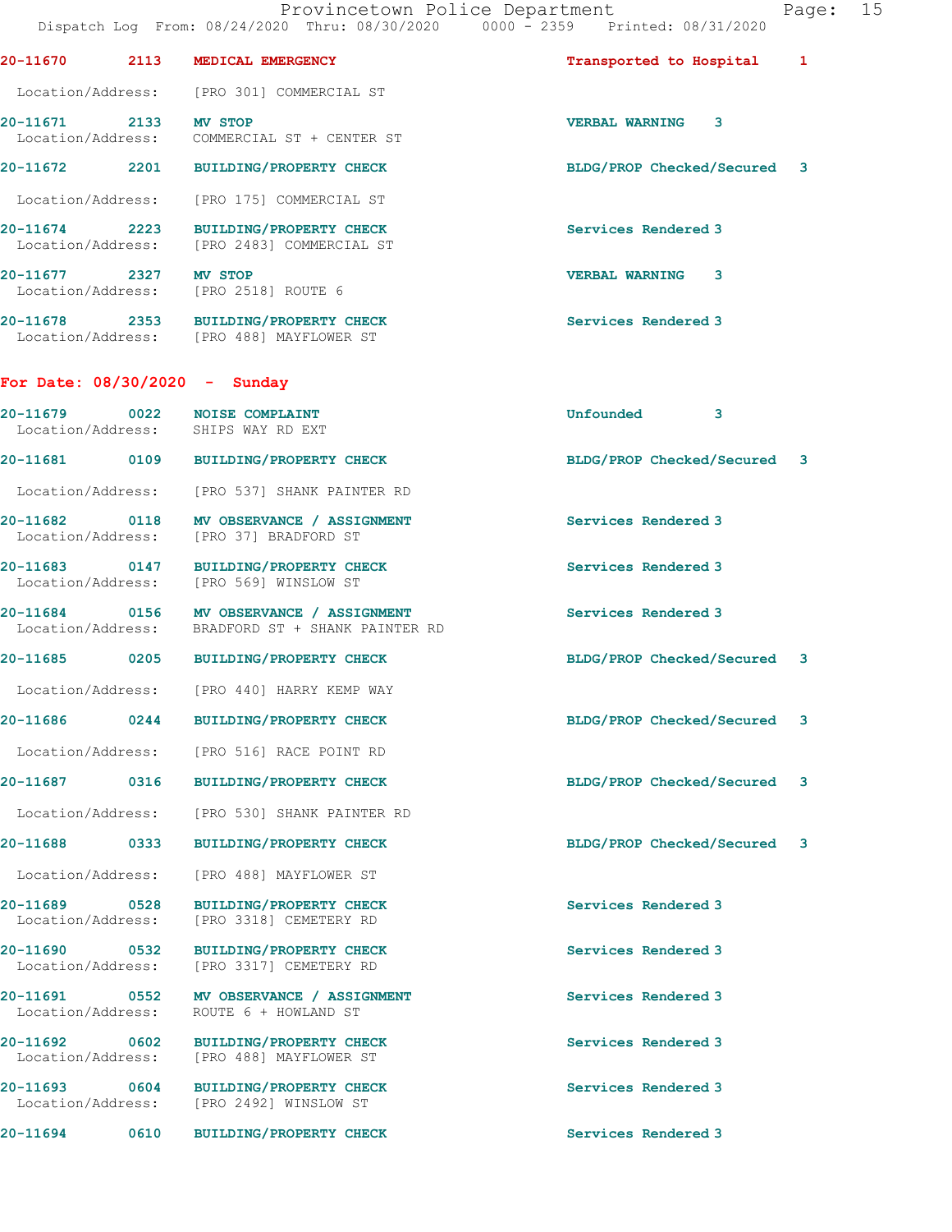20-11670 2113 **MEDICAL EMERGENCY** Transported to Hospital 1

Location/Address: [PRO 301] COMMERCIAL ST

20-11671 2133 **MV STOP** VERBAL WARNING 3
Location/Address: COMMERCIAL ST + CENTER ST

20-11672 2201 **BUILDING/PROPERTY CHECK** BLDG/PROP Checked/Secured 3

Location/Address: [PRO 175] COMMERCIAL ST

20-11674 2223 **BUILDING/PROPERTY CHECK** Services Rendered 3
Location/Address: [PRO 2483] COMMERCIAL ST

20-11677 2327 **MV STOP** VERBAL WARNING 3
Location/Address: [PRO 2518] ROUTE 6

20-11678 2353 **BUILDING/PROPERTY CHECK** Services Rendered 3
Location/Address: [PRO 488] MAYFLOWER ST

## For Date: 08/30/2020 - Sunday

20-11679 0022 **NOISE COMPLAINT** Unfounded 3
Location/Address: SHIPS WAY RD EXT

20-11681 0109 **BUILDING/PROPERTY CHECK** BLDG/PROP Checked/Secured 3

Location/Address: [PRO 537] SHANK PAINTER RD

20-11682 0118 **MV OBSERVANCE / ASSIGNMENT** Services Rendered 3
Location/Address: [PRO 37] BRADFORD ST

20-11683 0147 **BUILDING/PROPERTY CHECK** Services Rendered 3
Location/Address: [PRO 569] WINSLOW ST

20-11684 0156 **MV OBSERVANCE / ASSIGNMENT** Services Rendered 3
Location/Address: BRADFORD ST + SHANK PAINTER RD

20-11685 0205 **BUILDING/PROPERTY CHECK** BLDG/PROP Checked/Secured 3

Location/Address: [PRO 440] HARRY KEMP WAY

20-11686 0244 **BUILDING/PROPERTY CHECK** BLDG/PROP Checked/Secured 3

Location/Address: [PRO 516] RACE POINT RD

20-11687 0316 **BUILDING/PROPERTY CHECK** BLDG/PROP Checked/Secured 3

Location/Address: [PRO 530] SHANK PAINTER RD

20-11688 0333 **BUILDING/PROPERTY CHECK** BLDG/PROP Checked/Secured 3

Location/Address: [PRO 488] MAYFLOWER ST

20-11689 0528 **BUILDING/PROPERTY CHECK** Services Rendered 3
Location/Address: [PRO 3318] CEMETERY RD

20-11690 0532 **BUILDING/PROPERTY CHECK** Services Rendered 3
Location/Address: [PRO 3317] CEMETERY RD

20-11691 0552 **MV OBSERVANCE / ASSIGNMENT** Services Rendered 3
Location/Address: ROUTE 6 + HOWLAND ST

20-11692 0602 **BUILDING/PROPERTY CHECK** Services Rendered 3
Location/Address: [PRO 488] MAYFLOWER ST

20-11693 0604 **BUILDING/PROPERTY CHECK** Services Rendered 3
Location/Address: [PRO 2492] WINSLOW ST

20-11694 0610 **BUILDING/PROPERTY CHECK** Services Rendered 3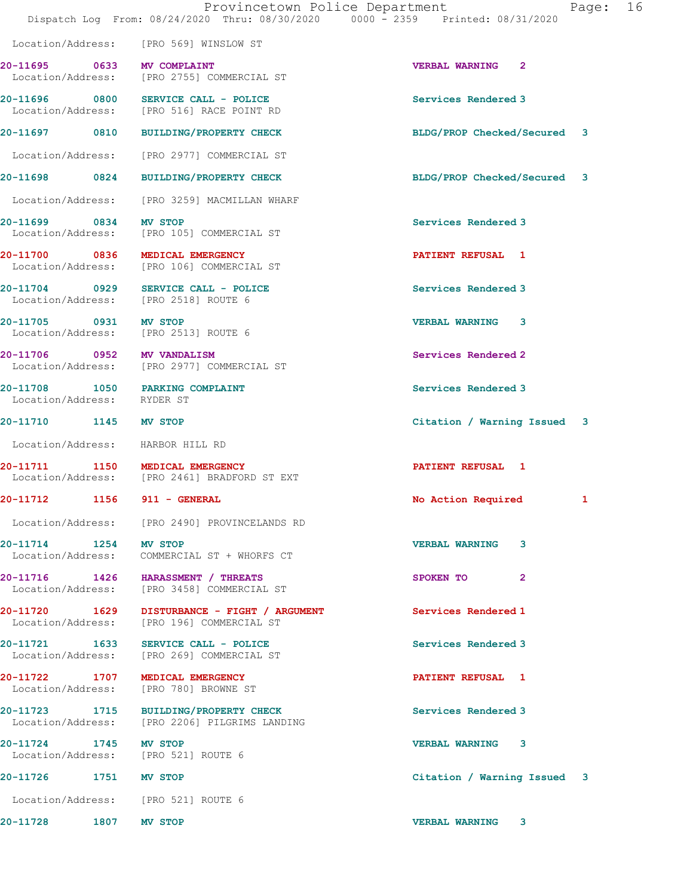Location/Address: [PRO 569] WINSLOW ST

| Call # | Time | Type | Disposition | Priority |
|---|---|---|---|---|
| 20-11695 | 0633 | MV COMPLAINT | VERBAL WARNING | 2 |
| | | Location/Address: [PRO 2755] COMMERCIAL ST | | |
| 20-11696 | 0800 | SERVICE CALL - POLICE | Services Rendered | 3 |
| | | Location/Address: [PRO 516] RACE POINT RD | | |
| 20-11697 | 0810 | BUILDING/PROPERTY CHECK | BLDG/PROP Checked/Secured | 3 |
| | | Location/Address: [PRO 2977] COMMERCIAL ST | | |
| 20-11698 | 0824 | BUILDING/PROPERTY CHECK | BLDG/PROP Checked/Secured | 3 |
| | | Location/Address: [PRO 3259] MACMILLAN WHARF | | |
| 20-11699 | 0834 | MV STOP | Services Rendered | 3 |
| | | Location/Address: [PRO 105] COMMERCIAL ST | | |
| 20-11700 | 0836 | MEDICAL EMERGENCY | PATIENT REFUSAL | 1 |
| | | Location/Address: [PRO 106] COMMERCIAL ST | | |
| 20-11704 | 0929 | SERVICE CALL - POLICE | Services Rendered | 3 |
| | | Location/Address: [PRO 2518] ROUTE 6 | | |
| 20-11705 | 0931 | MV STOP | VERBAL WARNING | 3 |
| | | Location/Address: [PRO 2513] ROUTE 6 | | |
| 20-11706 | 0952 | MV VANDALISM | Services Rendered | 2 |
| | | Location/Address: [PRO 2977] COMMERCIAL ST | | |
| 20-11708 | 1050 | PARKING COMPLAINT | Services Rendered | 3 |
| | | Location/Address: RYDER ST | | |
| 20-11710 | 1145 | MV STOP | Citation / Warning Issued | 3 |
| | | Location/Address: HARBOR HILL RD | | |
| 20-11711 | 1150 | MEDICAL EMERGENCY | PATIENT REFUSAL | 1 |
| | | Location/Address: [PRO 2461] BRADFORD ST EXT | | |
| 20-11712 | 1156 | 911 - GENERAL | No Action Required | 1 |
| | | Location/Address: [PRO 2490] PROVINCELANDS RD | | |
| 20-11714 | 1254 | MV STOP | VERBAL WARNING | 3 |
| | | Location/Address: COMMERCIAL ST + WHORFS CT | | |
| 20-11716 | 1426 | HARASSMENT / THREATS | SPOKEN TO | 2 |
| | | Location/Address: [PRO 3458] COMMERCIAL ST | | |
| 20-11720 | 1629 | DISTURBANCE - FIGHT / ARGUMENT | Services Rendered | 1 |
| | | Location/Address: [PRO 196] COMMERCIAL ST | | |
| 20-11721 | 1633 | SERVICE CALL - POLICE | Services Rendered | 3 |
| | | Location/Address: [PRO 269] COMMERCIAL ST | | |
| 20-11722 | 1707 | MEDICAL EMERGENCY | PATIENT REFUSAL | 1 |
| | | Location/Address: [PRO 780] BROWNE ST | | |
| 20-11723 | 1715 | BUILDING/PROPERTY CHECK | Services Rendered | 3 |
| | | Location/Address: [PRO 2206] PILGRIMS LANDING | | |
| 20-11724 | 1745 | MV STOP | VERBAL WARNING | 3 |
| | | Location/Address: [PRO 521] ROUTE 6 | | |
| 20-11726 | 1751 | MV STOP | Citation / Warning Issued | 3 |
| | | Location/Address: [PRO 521] ROUTE 6 | | |
| 20-11728 | 1807 | MV STOP | VERBAL WARNING | 3 |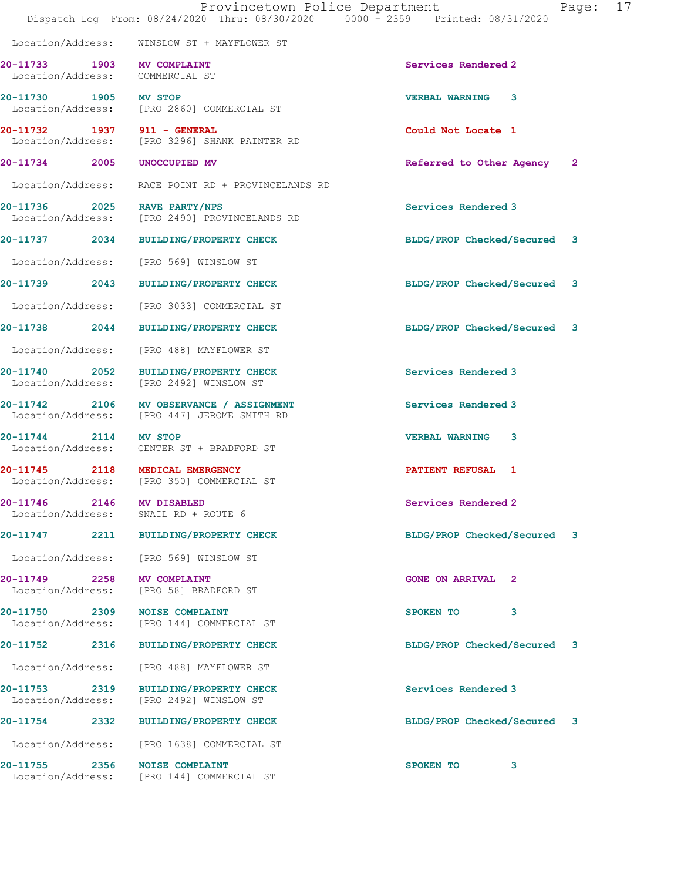Location/Address: WINSLOW ST + MAYFLOWER ST

**20-11733 1903 MV COMPLAINT** Services Rendered 2
Location/Address: COMMERCIAL ST

**20-11730 1905 MV STOP** VERBAL WARNING 3
Location/Address: [PRO 2860] COMMERCIAL ST

**20-11732 1937 911 - GENERAL** Could Not Locate 1
Location/Address: [PRO 3296] SHANK PAINTER RD

**20-11734 2005 UNOCCUPIED MV** Referred to Other Agency 2
Location/Address: RACE POINT RD + PROVINCELANDS RD

**20-11736 2025 RAVE PARTY/NPS** Services Rendered 3
Location/Address: [PRO 2490] PROVINCELANDS RD

**20-11737 2034 BUILDING/PROPERTY CHECK** BLDG/PROP Checked/Secured 3
Location/Address: [PRO 569] WINSLOW ST

**20-11739 2043 BUILDING/PROPERTY CHECK** BLDG/PROP Checked/Secured 3
Location/Address: [PRO 3033] COMMERCIAL ST

**20-11738 2044 BUILDING/PROPERTY CHECK** BLDG/PROP Checked/Secured 3
Location/Address: [PRO 488] MAYFLOWER ST

**20-11740 2052 BUILDING/PROPERTY CHECK** Services Rendered 3
Location/Address: [PRO 2492] WINSLOW ST

**20-11742 2106 MV OBSERVANCE / ASSIGNMENT** Services Rendered 3
Location/Address: [PRO 447] JEROME SMITH RD

**20-11744 2114 MV STOP** VERBAL WARNING 3
Location/Address: CENTER ST + BRADFORD ST

**20-11745 2118 MEDICAL EMERGENCY** PATIENT REFUSAL 1
Location/Address: [PRO 350] COMMERCIAL ST

**20-11746 2146 MV DISABLED** Services Rendered 2
Location/Address: SNAIL RD + ROUTE 6

**20-11747 2211 BUILDING/PROPERTY CHECK** BLDG/PROP Checked/Secured 3
Location/Address: [PRO 569] WINSLOW ST

**20-11749 2258 MV COMPLAINT** GONE ON ARRIVAL 2
Location/Address: [PRO 58] BRADFORD ST

**20-11750 2309 NOISE COMPLAINT** SPOKEN TO 3
Location/Address: [PRO 144] COMMERCIAL ST

**20-11752 2316 BUILDING/PROPERTY CHECK** BLDG/PROP Checked/Secured 3
Location/Address: [PRO 488] MAYFLOWER ST

**20-11753 2319 BUILDING/PROPERTY CHECK** Services Rendered 3
Location/Address: [PRO 2492] WINSLOW ST

**20-11754 2332 BUILDING/PROPERTY CHECK** BLDG/PROP Checked/Secured 3
Location/Address: [PRO 1638] COMMERCIAL ST

**20-11755 2356 NOISE COMPLAINT** SPOKEN TO 3
Location/Address: [PRO 144] COMMERCIAL ST